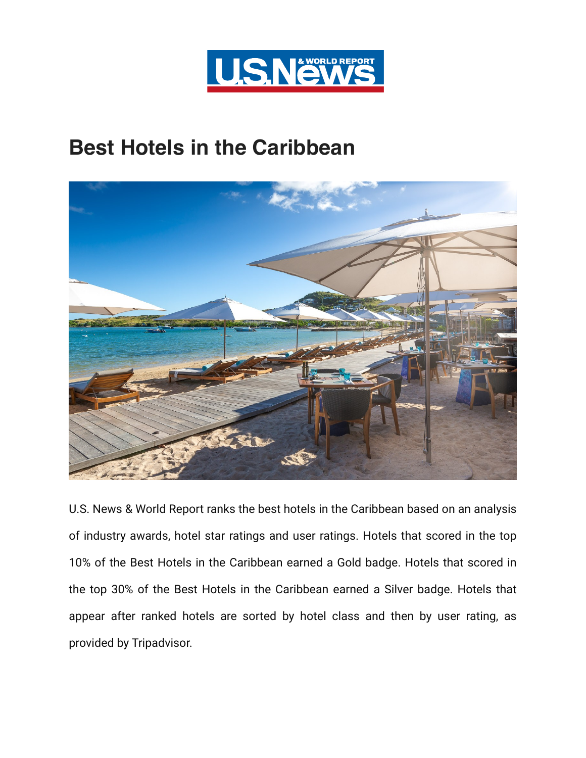# Best Hotels in the Caribbean

U.S. News & World Report ranks the best hotels in the Caribbean based on an analysis of industry awards, hotel star ratings and user ratings. Hotels that scored in the top 10% of the Best Hotels in the Caribbean earned a Gold badge. Hotels that scored in the top 30% of the Best Hotels in the Caribbean earned a Silver badge. Hotels that appear after ranked hotels are sorted by hotel class and then by user rating, as provided by Tripadvisor.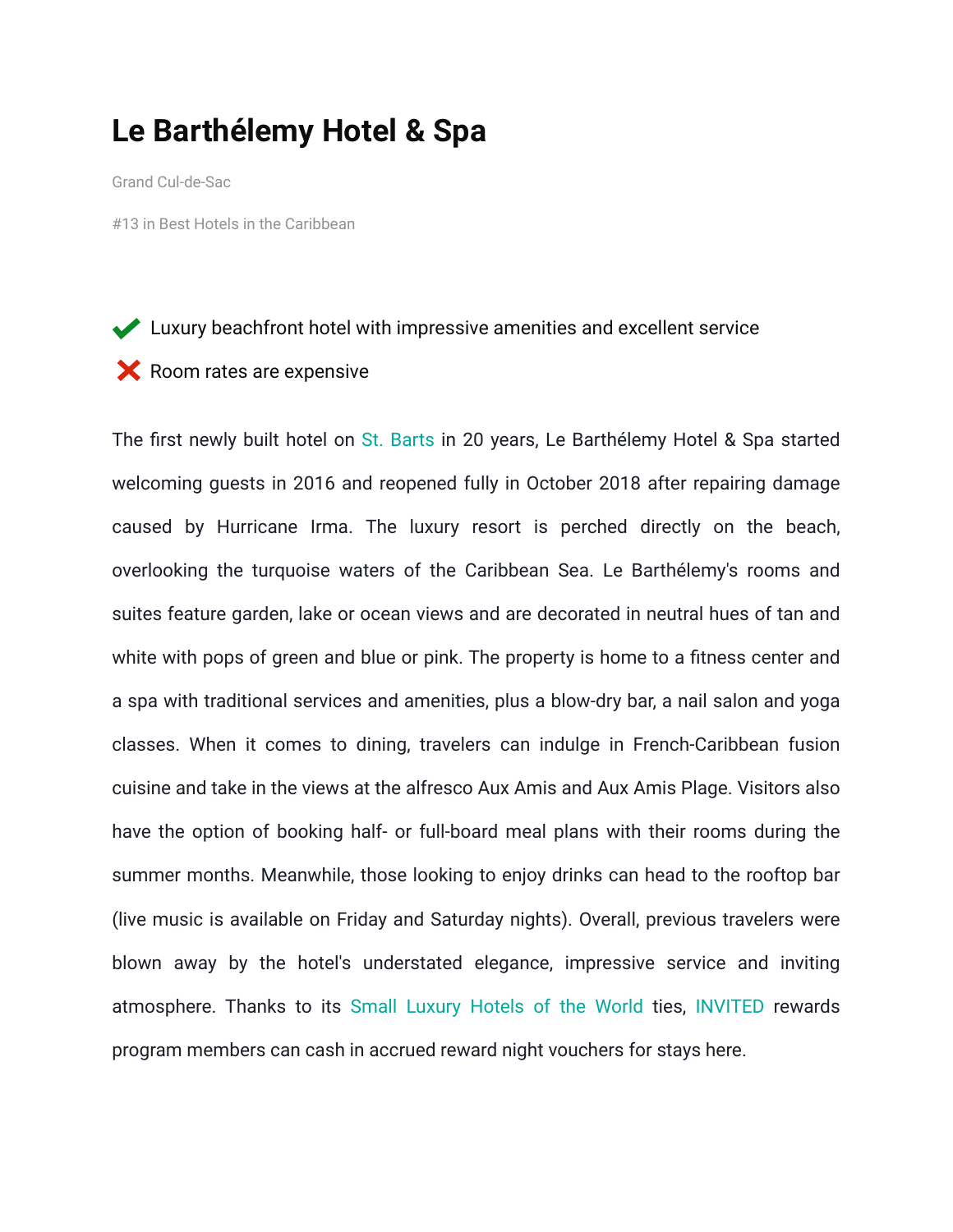# Le Barthélemy Hotel & Spa

Grand Cul-de-Sac

#13 in Best Hotels in the Caribbean

✔ Luxury beachfront hotel with impressive amenities and excellent service

✘ Room rates are expensive

The first newly built hotel on St. Barts in 20 years, Le Barthélemy Hotel & Spa started welcoming guests in 2016 and reopened fully in October 2018 after repairing damage caused by Hurricane Irma. The luxury resort is perched directly on the beach, overlooking the turquoise waters of the Caribbean Sea. Le Barthélemy's rooms and suites feature garden, lake or ocean views and are decorated in neutral hues of tan and white with pops of green and blue or pink. The property is home to a fitness center and a spa with traditional services and amenities, plus a blow-dry bar, a nail salon and yoga classes. When it comes to dining, travelers can indulge in French-Caribbean fusion cuisine and take in the views at the alfresco Aux Amis and Aux Amis Plage. Visitors also have the option of booking half- or full-board meal plans with their rooms during the summer months. Meanwhile, those looking to enjoy drinks can head to the rooftop bar (live music is available on Friday and Saturday nights). Overall, previous travelers were blown away by the hotel's understated elegance, impressive service and inviting atmosphere. Thanks to its Small Luxury Hotels of the World ties, INVITED rewards program members can cash in accrued reward night vouchers for stays here.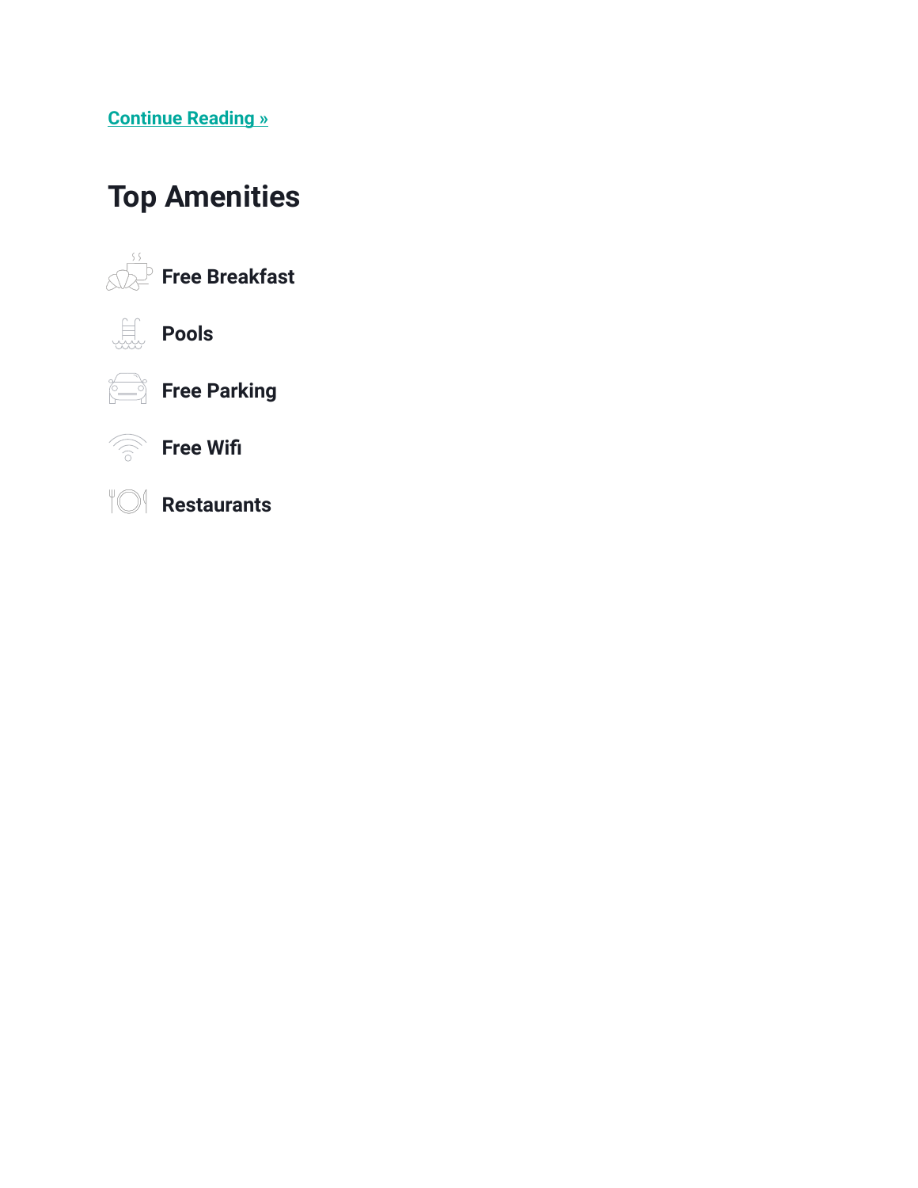Continue Reading »

## Top Amenities

- **Free Breakfast**
- **Pools**
- **Free Parking**
- **Free Wifi**
- **Restaurants**